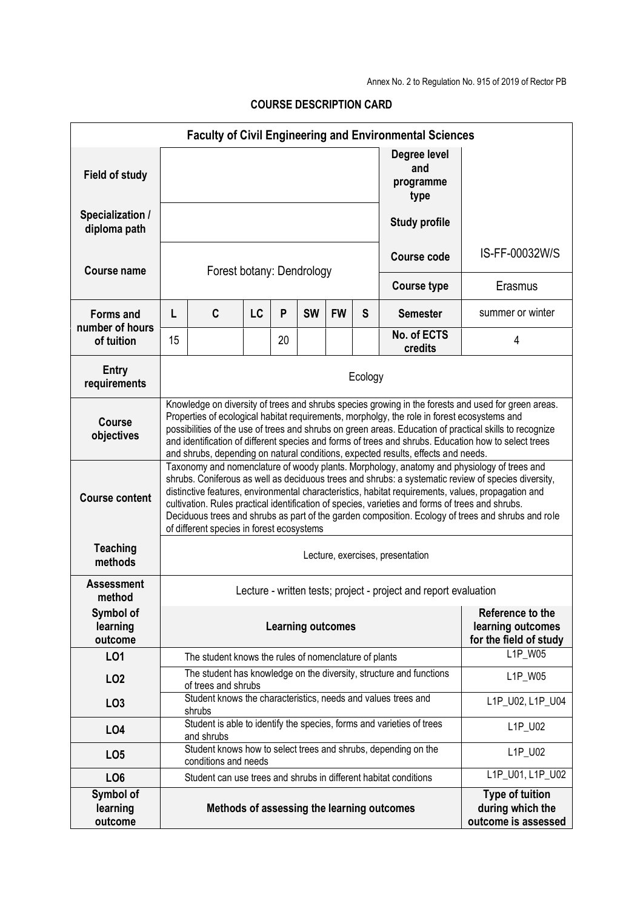Annex No. 2 to Regulation No. 915 of 2019 of Rector PB

**COURSE DESCRIPTION CARD**

| **Faculty of Civil Engineering and Environmental Sciences** | | | | | | | | | |
|---|---|---|---|---|---|---|---|---|---|
| **Field of study** | | | | | | | | **Degree level and programme type** | |
| **Specialization / diploma path** | | | | | | | | **Study profile** | |
| **Course name** | Forest botany: Dendrology | | | | | | | **Course code** | IS-FF-00032W/S |
| | | | | | | | | **Course type** | Erasmus |
| **Forms and number of hours of tuition** | **L** | **C** | **LC** | **P** | **SW** | **FW** | **S** | **Semester** | summer or winter |
| | 15 | | | 20 | | | | **No. of ECTS credits** | 4 |
| **Entry requirements** | Ecology | | | | | | | | |
| **Course objectives** | Knowledge on diversity of trees and shrubs species growing in the forests and used for green areas. Properties of ecological habitat requirements, morpholgy, the role in forest ecosystems and possibilities of the use of trees and shrubs on green areas. Education of practical skills to recognize and identification of different species and forms of trees and shrubs. Education how to select trees and shrubs, depending on natural conditions, expected results, effects and needs. | | | | | | | | |
| **Course content** | Taxonomy and nomenclature of woody plants. Morphology, anatomy and physiology of trees and shrubs. Coniferous as well as deciduous trees and shrubs: a systematic review of species diversity, distinctive features, environmental characteristics, habitat requirements, values, propagation and cultivation. Rules practical identification of species, varieties and forms of trees and shrubs. Deciduous trees and shrubs as part of the garden composition. Ecology of trees and shrubs and role of different species in forest ecosystems | | | | | | | | |
| **Teaching methods** | Lecture, exercises, presentation | | | | | | | | |
| **Assessment method** | Lecture - written tests; project - project and report evaluation | | | | | | | | |
| **Symbol of learning outcome** | **Learning outcomes** | | | | | | | | **Reference to the learning outcomes for the field of study** |
| **LO1** | The student knows the rules of nomenclature of plants | | | | | | | | L1P_W05 |
| **LO2** | The student has knowledge on the diversity, structure and functions of trees and shrubs | | | | | | | | L1P_W05 |
| **LO3** | Student knows the characteristics, needs and values trees and shrubs | | | | | | | | L1P_U02, L1P_U04 |
| **LO4** | Student is able to identify the species, forms and varieties of trees and shrubs | | | | | | | | L1P_U02 |
| **LO5** | Student knows how to select trees and shrubs, depending on the conditions and needs | | | | | | | | L1P_U02 |
| **LO6** | Student can use trees and shrubs in different habitat conditions | | | | | | | | L1P_U01, L1P_U02 |
| **Symbol of learning outcome** | **Methods of assessing the learning outcomes** | | | | | | | | **Type of tuition during which the outcome is assessed** |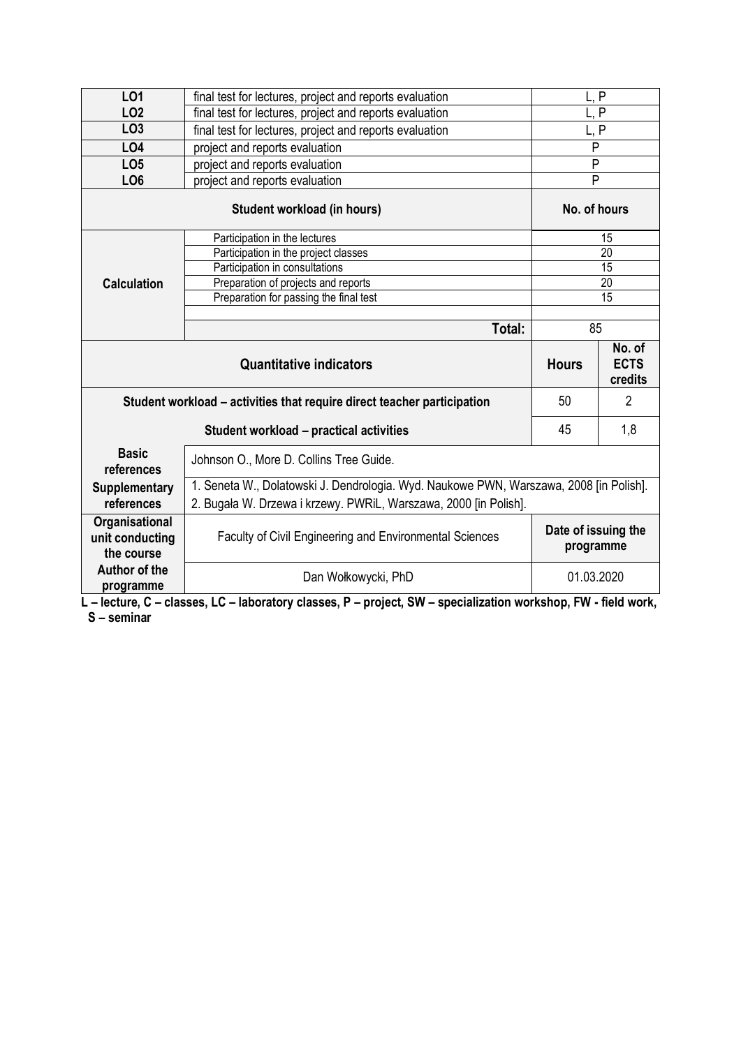| | | | |
|---|---|---|---|
| **LO1** | final test for lectures, project and reports evaluation | L, P | |
| **LO2** | final test for lectures, project and reports evaluation | L, P | |
| **LO3** | final test for lectures, project and reports evaluation | L, P | |
| **LO4** | project and reports evaluation | P | |
| **LO5** | project and reports evaluation | P | |
| **LO6** | project and reports evaluation | P | |
| **Student workload (in hours)** | | **No. of hours** | |
| **Calculation** | Participation in the lectures | 15 | |
| | Participation in the project classes | 20 | |
| | Participation in consultations | 15 | |
| | Preparation of projects and reports | 20 | |
| | Preparation for passing the final test | 15 | |
| | | | |
| | **Total:** | 85 | |
| **Quantitative indicators** | | **Hours** | **No. of ECTS credits** |
| **Student workload – activities that require direct teacher participation** | | 50 | 2 |
| **Student workload – practical activities** | | 45 | 1,8 |
| **Basic references** | Johnson O., More D. Collins Tree Guide. | | |
| **Supplementary references** | 1. Seneta W., Dolatowski J. Dendrologia. Wyd. Naukowe PWN, Warszawa, 2008 [in Polish].<br>2. Bugała W. Drzewa i krzewy. PWRiL, Warszawa, 2000 [in Polish]. | | |
| **Organisational unit conducting the course** | Faculty of Civil Engineering and Environmental Sciences | **Date of issuing the programme** | |
| **Author of the programme** | Dan Wołkowycki, PhD | 01.03.2020 | |

**L – lecture, C – classes, LC – laboratory classes, P – project, SW – specialization workshop, FW - field work, S – seminar**